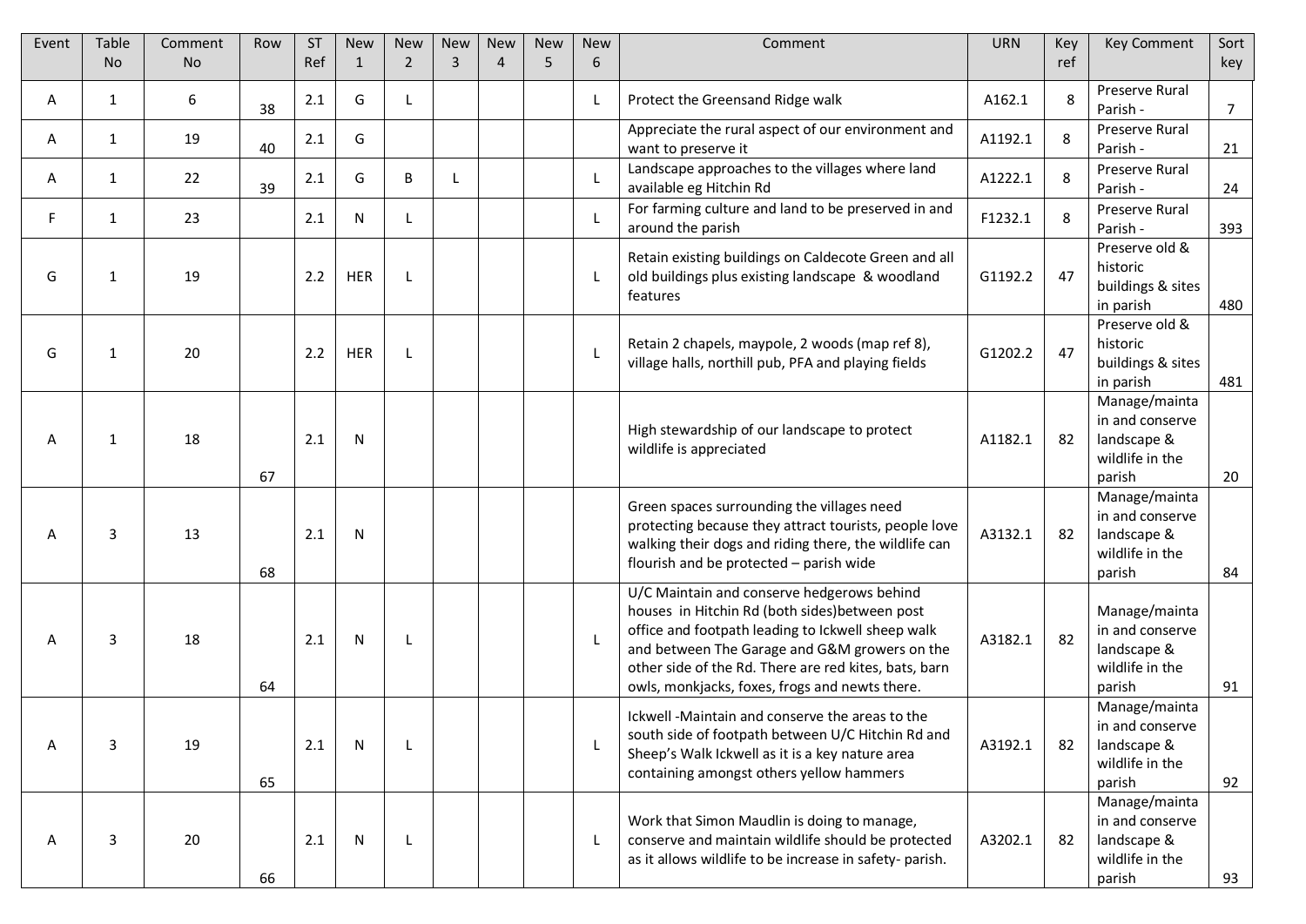| Event | Table No | Comment No | Row | ST Ref | New 1 | New 2 | New 3 | New 4 | New 5 | New 6 | Comment | URN | Key ref | Key Comment | Sort key |
|---|---|---|---|---|---|---|---|---|---|---|---|---|---|---|---|
| A | 1 | 6 | 38 | 2.1 | G | L | | | | L | Protect the Greensand Ridge walk | A162.1 | 8 | Preserve Rural Parish - | 7 |
| A | 1 | 19 | 40 | 2.1 | G | | | | | | Appreciate the rural aspect of our environment and want to preserve it | A1192.1 | 8 | Preserve Rural Parish - | 21 |
| A | 1 | 22 | 39 | 2.1 | G | B | L | | | L | Landscape approaches to the villages where land available eg Hitchin Rd | A1222.1 | 8 | Preserve Rural Parish - | 24 |
| F | 1 | 23 | | 2.1 | N | L | | | | L | For farming culture and land to be preserved in and around the parish | F1232.1 | 8 | Preserve Rural Parish - | 393 |
| G | 1 | 19 | | 2.2 | HER | L | | | | L | Retain existing buildings on Caldecote Green and all old buildings plus existing landscape & woodland features | G1192.2 | 47 | Preserve old & historic buildings & sites in parish | 480 |
| G | 1 | 20 | | 2.2 | HER | L | | | | L | Retain 2 chapels, maypole, 2 woods (map ref 8), village halls, northill pub, PFA and playing fields | G1202.2 | 47 | Preserve old & historic buildings & sites in parish | 481 |
| A | 1 | 18 | 67 | 2.1 | N | | | | | | High stewardship of our landscape to protect wildlife is appreciated | A1182.1 | 82 | Manage/maintain and conserve landscape & wildlife in the parish | 20 |
| A | 3 | 13 | 68 | 2.1 | N | | | | | | Green spaces surrounding the villages need protecting because they attract tourists, people love walking their dogs and riding there, the wildlife can flourish and be protected – parish wide | A3132.1 | 82 | Manage/maintain and conserve landscape & wildlife in the parish | 84 |
| A | 3 | 18 | 64 | 2.1 | N | L | | | | L | U/C Maintain and conserve hedgerows behind houses in Hitchin Rd (both sides)between post office and footpath leading to Ickwell sheep walk and between The Garage and G&M growers on the other side of the Rd. There are red kites, bats, barn owls, monkjacks, foxes, frogs and newts there. | A3182.1 | 82 | Manage/maintain and conserve landscape & wildlife in the parish | 91 |
| A | 3 | 19 | 65 | 2.1 | N | L | | | | L | Ickwell -Maintain and conserve the areas to the south side of footpath between U/C Hitchin Rd and Sheep's Walk Ickwell as it is a key nature area containing amongst others yellow hammers | A3192.1 | 82 | Manage/maintain and conserve landscape & wildlife in the parish | 92 |
| A | 3 | 20 | 66 | 2.1 | N | L | | | | L | Work that Simon Maudlin is doing to manage, conserve and maintain wildlife should be protected as it allows wildlife to be increase in safety- parish. | A3202.1 | 82 | Manage/maintain and conserve landscape & wildlife in the parish | 93 |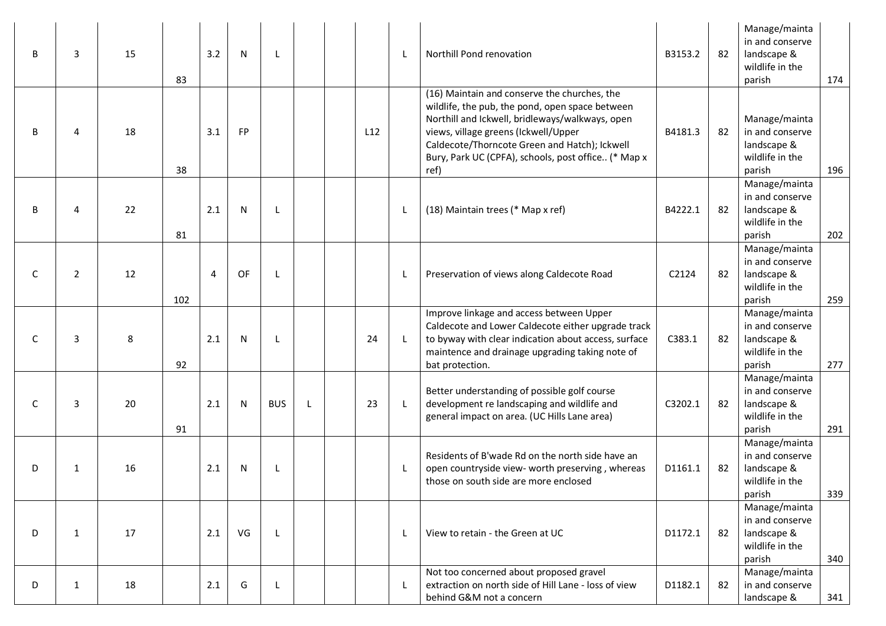| | | | | | | | | | | | | | | | |
|---|---|---|---|---|---|---|---|---|---|---|---|---|---|---|---|
| B | 3 | 15 | 83 | 3.2 | N | L | | | | L | Northill Pond renovation | B3153.2 | 82 | Manage/maintain and conserve landscape & wildlife in the parish | 174 |
| B | 4 | 18 | 38 | 3.1 | FP | | | | L12 | | (16) Maintain and conserve the churches, the wildlife, the pub, the pond, open space between Northill and Ickwell, bridleways/walkways, open views, village greens (Ickwell/Upper Caldecote/Thorncote Green and Hatch); Ickwell Bury, Park UC (CPFA), schools, post office.. (* Map x ref) | B4181.3 | 82 | Manage/maintain and conserve landscape & wildlife in the parish | 196 |
| B | 4 | 22 | 81 | 2.1 | N | L | | | | L | (18) Maintain trees (* Map x ref) | B4222.1 | 82 | Manage/maintain and conserve landscape & wildlife in the parish | 202 |
| C | 2 | 12 | 102 | 4 | OF | L | | | | L | Preservation of views along Caldecote Road | C2124 | 82 | Manage/maintain and conserve landscape & wildlife in the parish | 259 |
| C | 3 | 8 | 92 | 2.1 | N | L | | | 24 | L | Improve linkage and access between Upper Caldecote and Lower Caldecote either upgrade track to byway with clear indication about access, surface maintence and drainage upgrading taking note of bat protection. | C383.1 | 82 | Manage/maintain and conserve landscape & wildlife in the parish | 277 |
| C | 3 | 20 | 91 | 2.1 | N | BUS | L | | 23 | L | Better understanding of possible golf course development re landscaping and wildlife and general impact on area. (UC Hills Lane area) | C3202.1 | 82 | Manage/maintain and conserve landscape & wildlife in the parish | 291 |
| D | 1 | 16 | | 2.1 | N | L | | | | L | Residents of B'wade Rd on the north side have an open countryside view- worth preserving , whereas those on south side are more enclosed | D1161.1 | 82 | Manage/maintain and conserve landscape & wildlife in the parish | 339 |
| D | 1 | 17 | | 2.1 | VG | L | | | | L | View to retain - the Green at UC | D1172.1 | 82 | Manage/maintain and conserve landscape & wildlife in the parish | 340 |
| D | 1 | 18 | | 2.1 | G | L | | | | L | Not too concerned about proposed gravel extraction on north side of Hill Lane - loss of view behind G&M not a concern | D1182.1 | 82 | Manage/maintain and conserve landscape & | 341 |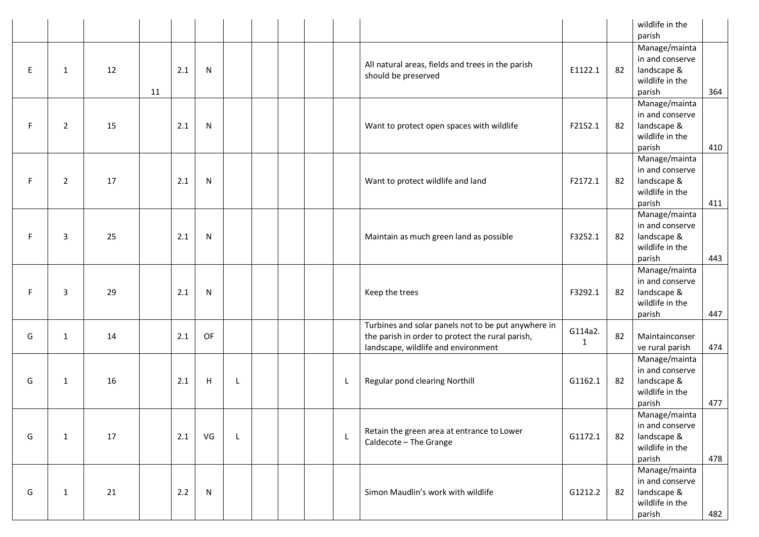| | | | | | | | | | | | | | | | |
|---|---|---|---|---|---|---|---|---|---|---|---|---|---|---|---|
| | | | | | | | | | | | | | wildlife in the parish | |
| E | 1 | 12 | 11 | 2.1 | N | | | | | | All natural areas, fields and trees in the parish should be preserved | E1122.1 | 82 | Manage/maintain and conserve landscape & wildlife in the parish | 364 |
| F | 2 | 15 | | 2.1 | N | | | | | | Want to protect open spaces with wildlife | F2152.1 | 82 | Manage/maintain and conserve landscape & wildlife in the parish | 410 |
| F | 2 | 17 | | 2.1 | N | | | | | | Want to protect wildlife and land | F2172.1 | 82 | Manage/maintain and conserve landscape & wildlife in the parish | 411 |
| F | 3 | 25 | | 2.1 | N | | | | | | Maintain as much green land as possible | F3252.1 | 82 | Manage/maintain and conserve landscape & wildlife in the parish | 443 |
| F | 3 | 29 | | 2.1 | N | | | | | | Keep the trees | F3292.1 | 82 | Manage/maintain and conserve landscape & wildlife in the parish | 447 |
| G | 1 | 14 | | 2.1 | OF | | | | | | Turbines and solar panels not to be put anywhere in the parish in order to protect the rural parish, landscape, wildlife and environment | G114a2.1 | 82 | Maintainconserve rural parish | 474 |
| G | 1 | 16 | | 2.1 | H | L | | | | L | Regular pond clearing Northill | G1162.1 | 82 | Manage/maintain and conserve landscape & wildlife in the parish | 477 |
| G | 1 | 17 | | 2.1 | VG | L | | | | L | Retain the green area at entrance to Lower Caldecote – The Grange | G1172.1 | 82 | Manage/maintain and conserve landscape & wildlife in the parish | 478 |
| G | 1 | 21 | | 2.2 | N | | | | | | Simon Maudlin's work with wildlife | G1212.2 | 82 | Manage/maintain and conserve landscape & wildlife in the parish | 482 |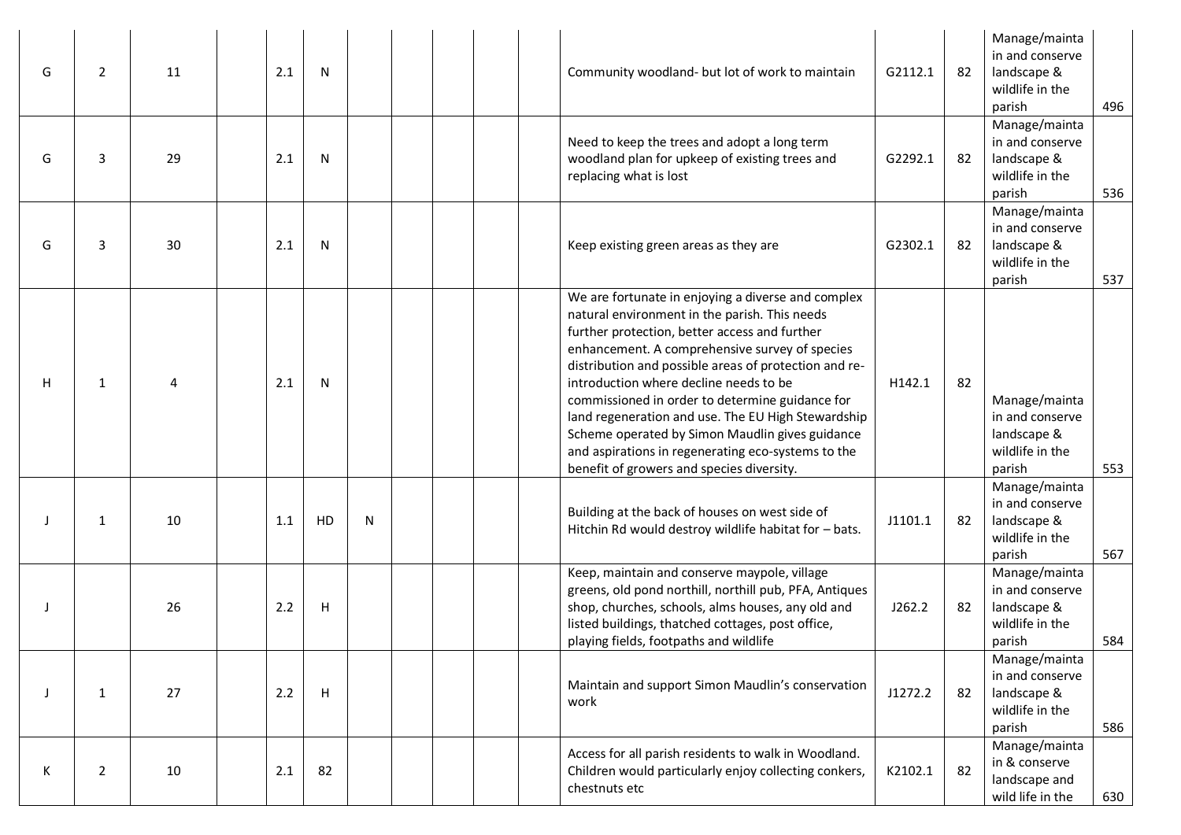| | | | | | | | | | | | | | | |
|---|---|---|---|---|---|---|---|---|---|---|---|---|---|---|
| G | 2 | 11 | | 2.1 | N | | | | | | Community woodland- but lot of work to maintain | G2112.1 | 82 | Manage/maintain and conserve landscape & wildlife in the parish | 496 |
| G | 3 | 29 | | 2.1 | N | | | | | | Need to keep the trees and adopt a long term woodland plan for upkeep of existing trees and replacing what is lost | G2292.1 | 82 | Manage/maintain and conserve landscape & wildlife in the parish | 536 |
| G | 3 | 30 | | 2.1 | N | | | | | | Keep existing green areas as they are | G2302.1 | 82 | Manage/maintain and conserve landscape & wildlife in the parish | 537 |
| H | 1 | 4 | | 2.1 | N | | | | | | We are fortunate in enjoying a diverse and complex natural environment in the parish. This needs further protection, better access and further enhancement. A comprehensive survey of species distribution and possible areas of protection and re-introduction where decline needs to be commissioned in order to determine guidance for land regeneration and use. The EU High Stewardship Scheme operated by Simon Maudlin gives guidance and aspirations in regenerating eco-systems to the benefit of growers and species diversity. | H142.1 | 82 | Manage/maintain and conserve landscape & wildlife in the parish | 553 |
| J | 1 | 10 | | 1.1 | HD | N | | | | | Building at the back of houses on west side of Hitchin Rd would destroy wildlife habitat for – bats. | J1101.1 | 82 | Manage/maintain and conserve landscape & wildlife in the parish | 567 |
| J | | 26 | | 2.2 | H | | | | | | Keep, maintain and conserve maypole, village greens, old pond northill, northill pub, PFA, Antiques shop, churches, schools, alms houses, any old and listed buildings, thatched cottages, post office, playing fields, footpaths and wildlife | J262.2 | 82 | Manage/maintain and conserve landscape & wildlife in the parish | 584 |
| J | 1 | 27 | | 2.2 | H | | | | | | Maintain and support Simon Maudlin's conservation work | J1272.2 | 82 | Manage/maintain and conserve landscape & wildlife in the parish | 586 |
| K | 2 | 10 | | 2.1 | 82 | | | | | | Access for all parish residents to walk in Woodland. Children would particularly enjoy collecting conkers, chestnuts etc | K2102.1 | 82 | Manage/maintain & conserve landscape and wild life in the | 630 |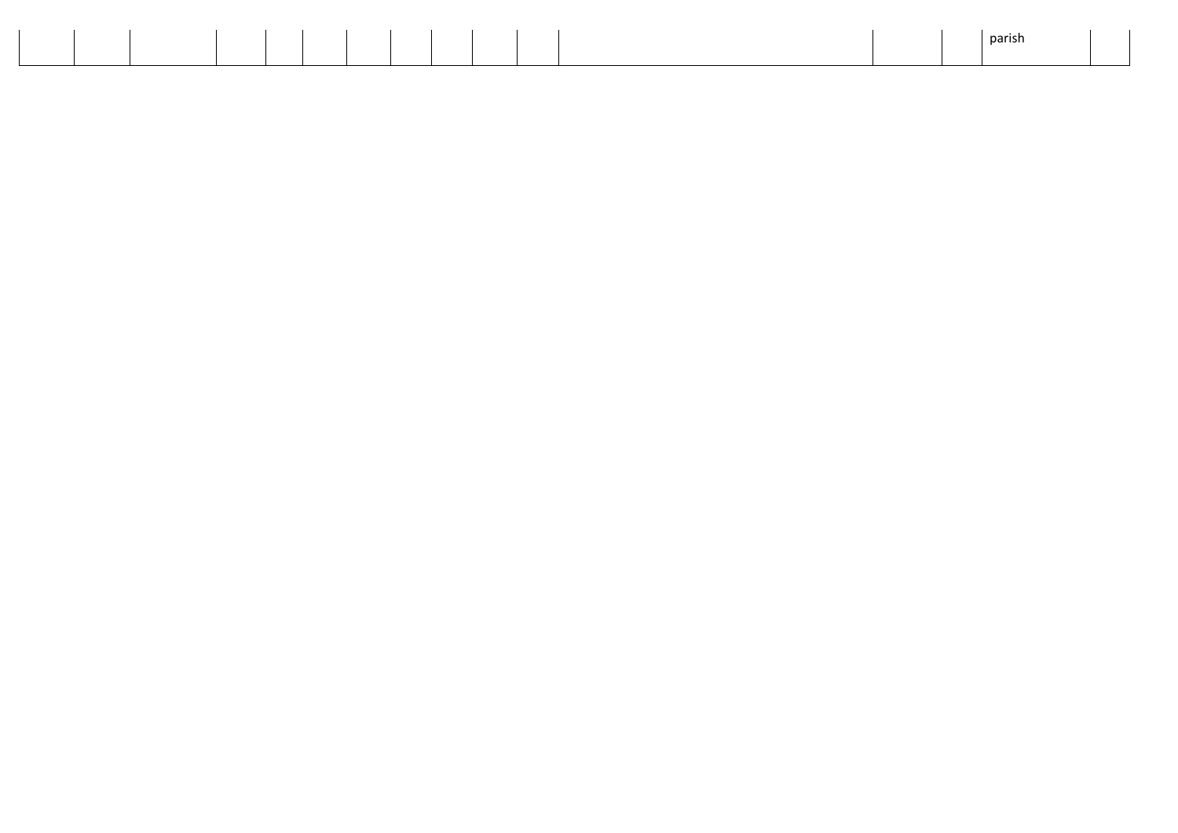| | | | | | | | | | | | | | | | |
|---|---|---|---|---|---|---|---|---|---|---|---|---|---|---|---|
| | | | | | | | | | | | | | | parish | |